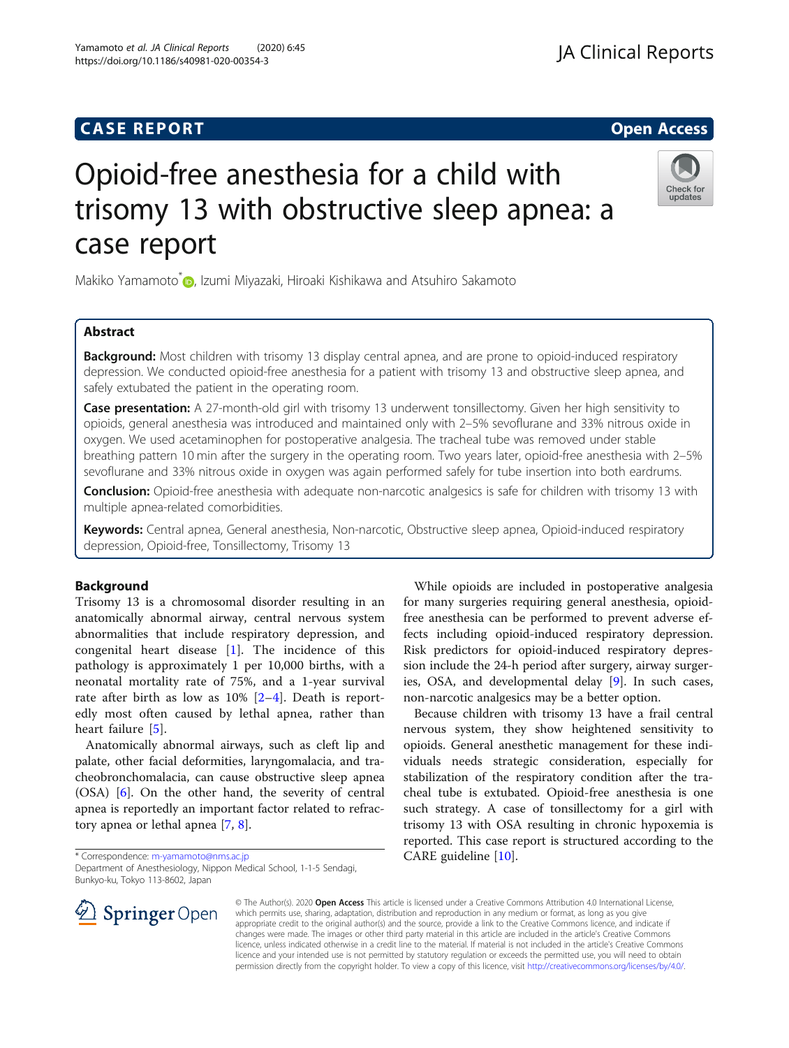CASE REPORT

Open Access

# Opioid-free anesthesia for a child with trisomy 13 with obstructive sleep apnea: a case report

Makiko Yamamoto*, Izumi Miyazaki, Hiroaki Kishikawa and Atsuhiro Sakamoto

## Abstract

**Background:** Most children with trisomy 13 display central apnea, and are prone to opioid-induced respiratory depression. We conducted opioid-free anesthesia for a patient with trisomy 13 and obstructive sleep apnea, and safely extubated the patient in the operating room.

**Case presentation:** A 27-month-old girl with trisomy 13 underwent tonsillectomy. Given her high sensitivity to opioids, general anesthesia was introduced and maintained only with 2–5% sevoflurane and 33% nitrous oxide in oxygen. We used acetaminophen for postoperative analgesia. The tracheal tube was removed under stable breathing pattern 10 min after the surgery in the operating room. Two years later, opioid-free anesthesia with 2–5% sevoflurane and 33% nitrous oxide in oxygen was again performed safely for tube insertion into both eardrums.

**Conclusion:** Opioid-free anesthesia with adequate non-narcotic analgesics is safe for children with trisomy 13 with multiple apnea-related comorbidities.

**Keywords:** Central apnea, General anesthesia, Non-narcotic, Obstructive sleep apnea, Opioid-induced respiratory depression, Opioid-free, Tonsillectomy, Trisomy 13

## Background

Trisomy 13 is a chromosomal disorder resulting in an anatomically abnormal airway, central nervous system abnormalities that include respiratory depression, and congenital heart disease [1]. The incidence of this pathology is approximately 1 per 10,000 births, with a neonatal mortality rate of 75%, and a 1-year survival rate after birth as low as 10% [2–4]. Death is reportedly most often caused by lethal apnea, rather than heart failure [5].

Anatomically abnormal airways, such as cleft lip and palate, other facial deformities, laryngomalacia, and tracheobronchomalacia, can cause obstructive sleep apnea (OSA) [6]. On the other hand, the severity of central apnea is reportedly an important factor related to refractory apnea or lethal apnea [7, 8].

While opioids are included in postoperative analgesia for many surgeries requiring general anesthesia, opioid-free anesthesia can be performed to prevent adverse effects including opioid-induced respiratory depression. Risk predictors for opioid-induced respiratory depression include the 24-h period after surgery, airway surgeries, OSA, and developmental delay [9]. In such cases, non-narcotic analgesics may be a better option.

Because children with trisomy 13 have a frail central nervous system, they show heightened sensitivity to opioids. General anesthetic management for these individuals needs strategic consideration, especially for stabilization of the respiratory condition after the tracheal tube is extubated. Opioid-free anesthesia is one such strategy. A case of tonsillectomy for a girl with trisomy 13 with OSA resulting in chronic hypoxemia is reported. This case report is structured according to the CARE guideline [10].

* Correspondence: m-yamamoto@nms.ac.jp
Department of Anesthesiology, Nippon Medical School, 1-1-5 Sendagi, Bunkyo-ku, Tokyo 113-8602, Japan

© The Author(s). 2020 **Open Access** This article is licensed under a Creative Commons Attribution 4.0 International License, which permits use, sharing, adaptation, distribution and reproduction in any medium or format, as long as you give appropriate credit to the original author(s) and the source, provide a link to the Creative Commons licence, and indicate if changes were made. The images or other third party material in this article are included in the article's Creative Commons licence, unless indicated otherwise in a credit line to the material. If material is not included in the article's Creative Commons licence and your intended use is not permitted by statutory regulation or exceeds the permitted use, you will need to obtain permission directly from the copyright holder. To view a copy of this licence, visit http://creativecommons.org/licenses/by/4.0/.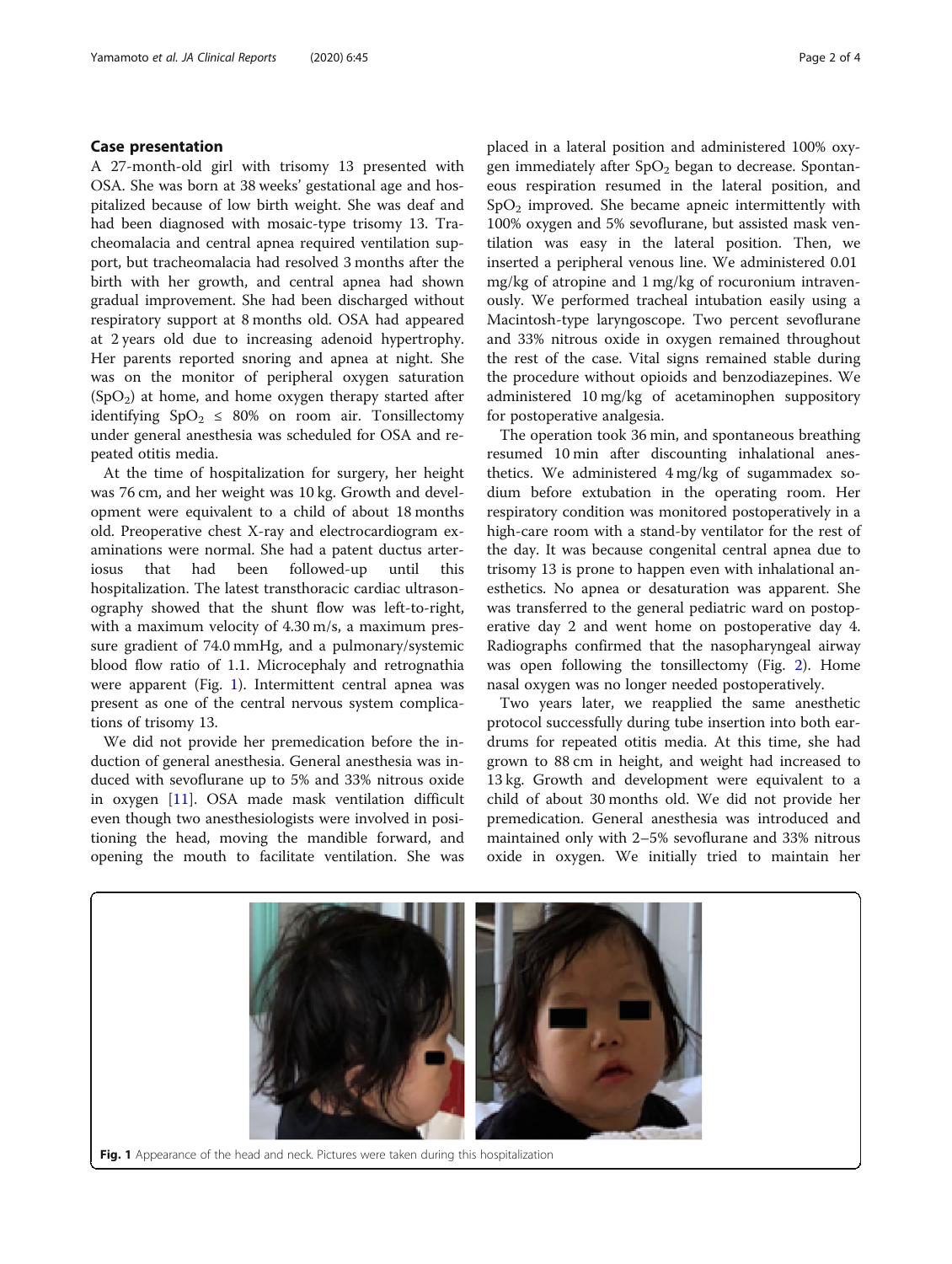## Case presentation

A 27-month-old girl with trisomy 13 presented with OSA. She was born at 38 weeks' gestational age and hospitalized because of low birth weight. She was deaf and had been diagnosed with mosaic-type trisomy 13. Tracheomalacia and central apnea required ventilation support, but tracheomalacia had resolved 3 months after the birth with her growth, and central apnea had shown gradual improvement. She had been discharged without respiratory support at 8 months old. OSA had appeared at 2 years old due to increasing adenoid hypertrophy. Her parents reported snoring and apnea at night. She was on the monitor of peripheral oxygen saturation ($SpO_2$) at home, and home oxygen therapy started after identifying $SpO_2 \leq 80\%$ on room air. Tonsillectomy under general anesthesia was scheduled for OSA and repeated otitis media.

At the time of hospitalization for surgery, her height was 76 cm, and her weight was 10 kg. Growth and development were equivalent to a child of about 18 months old. Preoperative chest X-ray and electrocardiogram examinations were normal. She had a patent ductus arteriosus that had been followed-up until this hospitalization. The latest transthoracic cardiac ultrasonography showed that the shunt flow was left-to-right, with a maximum velocity of 4.30 m/s, a maximum pressure gradient of 74.0 mmHg, and a pulmonary/systemic blood flow ratio of 1.1. Microcephaly and retrognathia were apparent (Fig. 1). Intermittent central apnea was present as one of the central nervous system complications of trisomy 13.

We did not provide her premedication before the induction of general anesthesia. General anesthesia was induced with sevoflurane up to 5% and 33% nitrous oxide in oxygen [11]. OSA made mask ventilation difficult even though two anesthesiologists were involved in positioning the head, moving the mandible forward, and opening the mouth to facilitate ventilation. She was placed in a lateral position and administered 100% oxygen immediately after $SpO_2$ began to decrease. Spontaneous respiration resumed in the lateral position, and $SpO_2$ improved. She became apneic intermittently with 100% oxygen and 5% sevoflurane, but assisted mask ventilation was easy in the lateral position. Then, we inserted a peripheral venous line. We administered 0.01 mg/kg of atropine and 1 mg/kg of rocuronium intravenously. We performed tracheal intubation easily using a Macintosh-type laryngoscope. Two percent sevoflurane and 33% nitrous oxide in oxygen remained throughout the rest of the case. Vital signs remained stable during the procedure without opioids and benzodiazepines. We administered 10 mg/kg of acetaminophen suppository for postoperative analgesia.

The operation took 36 min, and spontaneous breathing resumed 10 min after discounting inhalational anesthetics. We administered 4 mg/kg of sugammadex sodium before extubation in the operating room. Her respiratory condition was monitored postoperatively in a high-care room with a stand-by ventilator for the rest of the day. It was because congenital central apnea due to trisomy 13 is prone to happen even with inhalational anesthetics. No apnea or desaturation was apparent. She was transferred to the general pediatric ward on postoperative day 2 and went home on postoperative day 4. Radiographs confirmed that the nasopharyngeal airway was open following the tonsillectomy (Fig. 2). Home nasal oxygen was no longer needed postoperatively.

Two years later, we reapplied the same anesthetic protocol successfully during tube insertion into both eardrums for repeated otitis media. At this time, she had grown to 88 cm in height, and weight had increased to 13 kg. Growth and development were equivalent to a child of about 30 months old. We did not provide her premedication. General anesthesia was introduced and maintained only with 2–5% sevoflurane and 33% nitrous oxide in oxygen. We initially tried to maintain her

**Fig. 1** Appearance of the head and neck. Pictures were taken during this hospitalization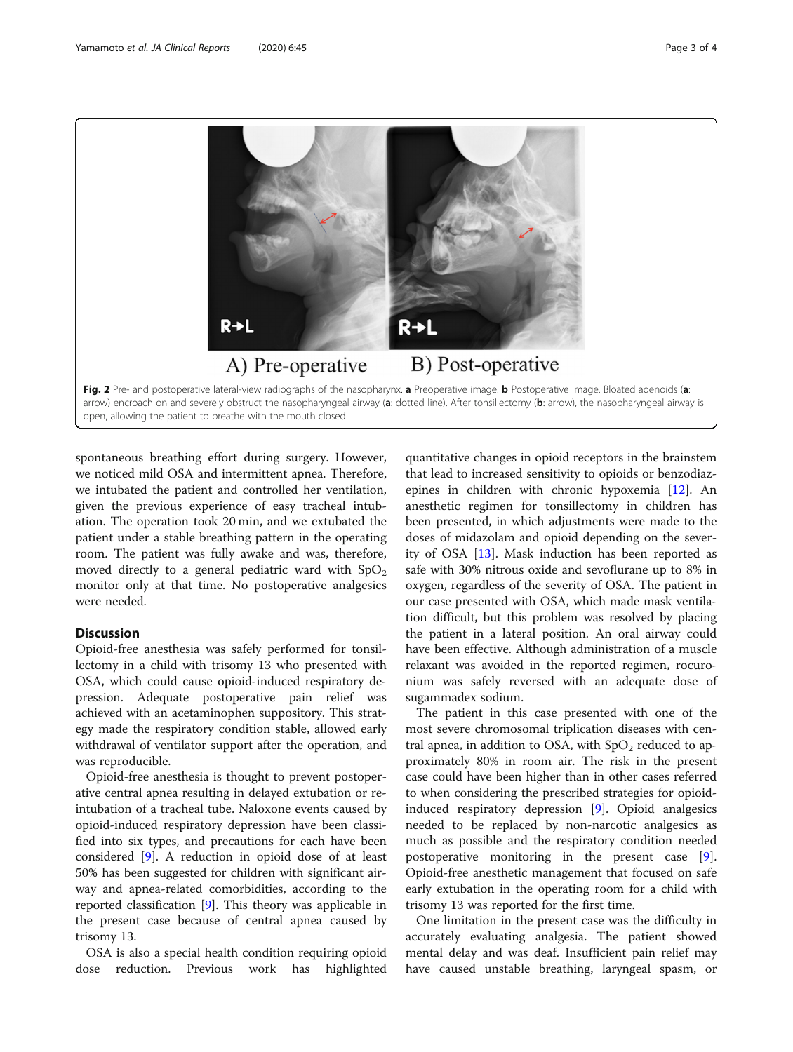Fig. 2 Pre- and postoperative lateral-view radiographs of the nasopharynx. **a** Preoperative image. **b** Postoperative image. Bloated adenoids (**a**: arrow) encroach on and severely obstruct the nasopharyngeal airway (**a**: dotted line). After tonsillectomy (**b**: arrow), the nasopharyngeal airway is open, allowing the patient to breathe with the mouth closed

spontaneous breathing effort during surgery. However, we noticed mild OSA and intermittent apnea. Therefore, we intubated the patient and controlled her ventilation, given the previous experience of easy tracheal intubation. The operation took 20 min, and we extubated the patient under a stable breathing pattern in the operating room. The patient was fully awake and was, therefore, moved directly to a general pediatric ward with $SpO_2$ monitor only at that time. No postoperative analgesics were needed.

## Discussion

Opioid-free anesthesia was safely performed for tonsillectomy in a child with trisomy 13 who presented with OSA, which could cause opioid-induced respiratory depression. Adequate postoperative pain relief was achieved with an acetaminophen suppository. This strategy made the respiratory condition stable, allowed early withdrawal of ventilator support after the operation, and was reproducible.

Opioid-free anesthesia is thought to prevent postoperative central apnea resulting in delayed extubation or re-intubation of a tracheal tube. Naloxone events caused by opioid-induced respiratory depression have been classified into six types, and precautions for each have been considered [9]. A reduction in opioid dose of at least 50% has been suggested for children with significant airway and apnea-related comorbidities, according to the reported classification [9]. This theory was applicable in the present case because of central apnea caused by trisomy 13.

OSA is also a special health condition requiring opioid dose reduction. Previous work has highlighted quantitative changes in opioid receptors in the brainstem that lead to increased sensitivity to opioids or benzodiazepines in children with chronic hypoxemia [12]. An anesthetic regimen for tonsillectomy in children has been presented, in which adjustments were made to the doses of midazolam and opioid depending on the severity of OSA [13]. Mask induction has been reported as safe with 30% nitrous oxide and sevoflurane up to 8% in oxygen, regardless of the severity of OSA. The patient in our case presented with OSA, which made mask ventilation difficult, but this problem was resolved by placing the patient in a lateral position. An oral airway could have been effective. Although administration of a muscle relaxant was avoided in the reported regimen, rocuronium was safely reversed with an adequate dose of sugammadex sodium.

The patient in this case presented with one of the most severe chromosomal triplication diseases with central apnea, in addition to OSA, with $SpO_2$ reduced to approximately 80% in room air. The risk in the present case could have been higher than in other cases referred to when considering the prescribed strategies for opioid-induced respiratory depression [9]. Opioid analgesics needed to be replaced by non-narcotic analgesics as much as possible and the respiratory condition needed postoperative monitoring in the present case [9]. Opioid-free anesthetic management that focused on safe early extubation in the operating room for a child with trisomy 13 was reported for the first time.

One limitation in the present case was the difficulty in accurately evaluating analgesia. The patient showed mental delay and was deaf. Insufficient pain relief may have caused unstable breathing, laryngeal spasm, or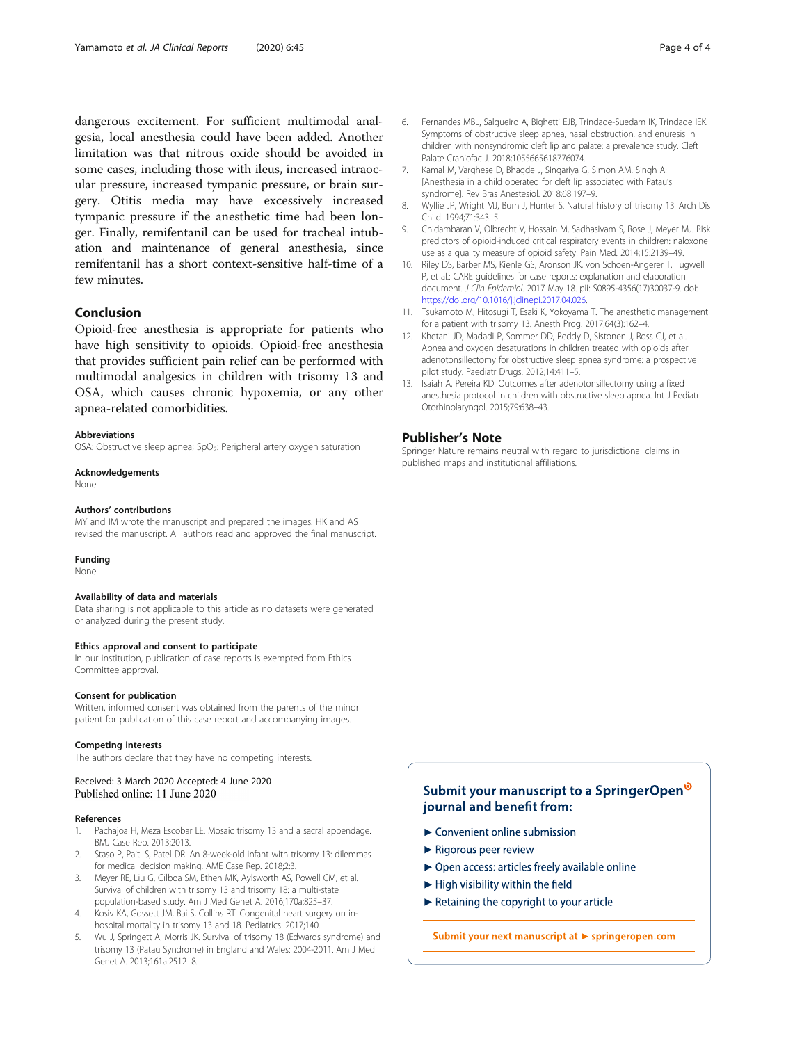dangerous excitement. For sufficient multimodal analgesia, local anesthesia could have been added. Another limitation was that nitrous oxide should be avoided in some cases, including those with ileus, increased intraocular pressure, increased tympanic pressure, or brain surgery. Otitis media may have excessively increased tympanic pressure if the anesthetic time had been longer. Finally, remifentanil can be used for tracheal intubation and maintenance of general anesthesia, since remifentanil has a short context-sensitive half-time of a few minutes.

## Conclusion

Opioid-free anesthesia is appropriate for patients who have high sensitivity to opioids. Opioid-free anesthesia that provides sufficient pain relief can be performed with multimodal analgesics in children with trisomy 13 and OSA, which causes chronic hypoxemia, or any other apnea-related comorbidities.

### Abbreviations

OSA: Obstructive sleep apnea; $SpO_2$: Peripheral artery oxygen saturation

### Acknowledgements

None

### Authors' contributions

MY and IM wrote the manuscript and prepared the images. HK and AS revised the manuscript. All authors read and approved the final manuscript.

### Funding

None

### Availability of data and materials

Data sharing is not applicable to this article as no datasets were generated or analyzed during the present study.

### Ethics approval and consent to participate

In our institution, publication of case reports is exempted from Ethics Committee approval.

### Consent for publication

Written, informed consent was obtained from the parents of the minor patient for publication of this case report and accompanying images.

### Competing interests

The authors declare that they have no competing interests.

Received: 3 March 2020 Accepted: 4 June 2020
Published online: 11 June 2020

### References

1. Pachajoa H, Meza Escobar LE. Mosaic trisomy 13 and a sacral appendage. BMJ Case Rep. 2013;2013.
2. Staso P, Paitl S, Patel DR. An 8-week-old infant with trisomy 13: dilemmas for medical decision making. AME Case Rep. 2018;2:3.
3. Meyer RE, Liu G, Gilboa SM, Ethen MK, Aylsworth AS, Powell CM, et al. Survival of children with trisomy 13 and trisomy 18: a multi-state population-based study. Am J Med Genet A. 2016;170a:825–37.
4. Kosiv KA, Gossett JM, Bai S, Collins RT. Congenital heart surgery on in-hospital mortality in trisomy 13 and 18. Pediatrics. 2017;140.
5. Wu J, Springett A, Morris JK. Survival of trisomy 18 (Edwards syndrome) and trisomy 13 (Patau Syndrome) in England and Wales: 2004-2011. Am J Med Genet A. 2013;161a:2512–8.
6. Fernandes MBL, Salgueiro A, Bighetti EJB, Trindade-Suedam IK, Trindade IEK. Symptoms of obstructive sleep apnea, nasal obstruction, and enuresis in children with nonsyndromic cleft lip and palate: a prevalence study. Cleft Palate Craniofac J. 2018;1055665618776074.
7. Kamal M, Varghese D, Bhagde J, Singariya G, Simon AM. Singh A: [Anesthesia in a child operated for cleft lip associated with Patau's syndrome]. Rev Bras Anestesiol. 2018;68:197–9.
8. Wyllie JP, Wright MJ, Burn J, Hunter S. Natural history of trisomy 13. Arch Dis Child. 1994;71:343–5.
9. Chidambaran V, Olbrecht V, Hossain M, Sadhasivam S, Rose J, Meyer MJ. Risk predictors of opioid-induced critical respiratory events in children: naloxone use as a quality measure of opioid safety. Pain Med. 2014;15:2139–49.
10. Riley DS, Barber MS, Kienle GS, Aronson JK, von Schoen-Angerer T, Tugwell P, et al.: CARE guidelines for case reports: explanation and elaboration document. *J Clin Epidemiol*. 2017 May 18. pii: S0895-4356(17)30037-9. doi: https://doi.org/10.1016/j.jclinepi.2017.04.026.
11. Tsukamoto M, Hitosugi T, Esaki K, Yokoyama T. The anesthetic management for a patient with trisomy 13. Anesth Prog. 2017;64(3):162–4.
12. Khetani JD, Madadi P, Sommer DD, Reddy D, Sistonen J, Ross CJ, et al. Apnea and oxygen desaturations in children treated with opioids after adenotonsillectomy for obstructive sleep apnea syndrome: a prospective pilot study. Paediatr Drugs. 2012;14:411–5.
13. Isaiah A, Pereira KD. Outcomes after adenotonsillectomy using a fixed anesthesia protocol in children with obstructive sleep apnea. Int J Pediatr Otorhinolaryngol. 2015;79:638–43.

## Publisher's Note

Springer Nature remains neutral with regard to jurisdictional claims in published maps and institutional affiliations.

**Submit your manuscript to a SpringerOpen journal and benefit from:**

- Convenient online submission
- Rigorous peer review
- Open access: articles freely available online
- High visibility within the field
- Retaining the copyright to your article

Submit your next manuscript at ▶ springeropen.com